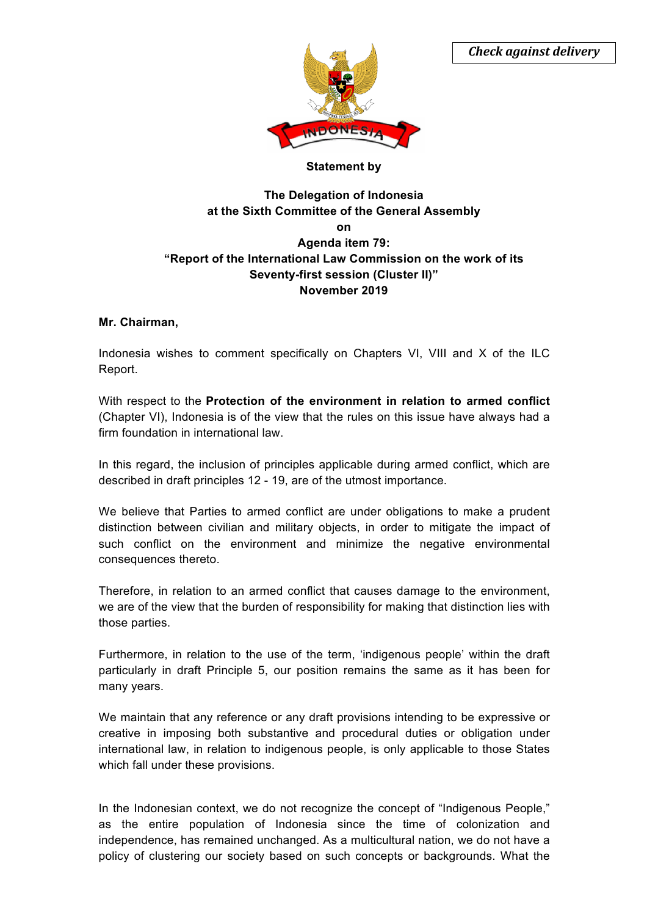*Check against delivery*

**Statement by**

**The Delegation of Indonesia**
**at the Sixth Committee of the General Assembly**
**on**
**Agenda item 79:**
**"Report of the International Law Commission on the work of its Seventy-first session (Cluster II)"**
**November 2019**

**Mr. Chairman,**

Indonesia wishes to comment specifically on Chapters VI, VIII and X of the ILC Report.

With respect to the **Protection of the environment in relation to armed conflict** (Chapter VI), Indonesia is of the view that the rules on this issue have always had a firm foundation in international law.

In this regard, the inclusion of principles applicable during armed conflict, which are described in draft principles 12 - 19, are of the utmost importance.

We believe that Parties to armed conflict are under obligations to make a prudent distinction between civilian and military objects, in order to mitigate the impact of such conflict on the environment and minimize the negative environmental consequences thereto.

Therefore, in relation to an armed conflict that causes damage to the environment, we are of the view that the burden of responsibility for making that distinction lies with those parties.

Furthermore, in relation to the use of the term, 'indigenous people' within the draft particularly in draft Principle 5, our position remains the same as it has been for many years.

We maintain that any reference or any draft provisions intending to be expressive or creative in imposing both substantive and procedural duties or obligation under international law, in relation to indigenous people, is only applicable to those States which fall under these provisions.

In the Indonesian context, we do not recognize the concept of "Indigenous People," as the entire population of Indonesia since the time of colonization and independence, has remained unchanged. As a multicultural nation, we do not have a policy of clustering our society based on such concepts or backgrounds. What the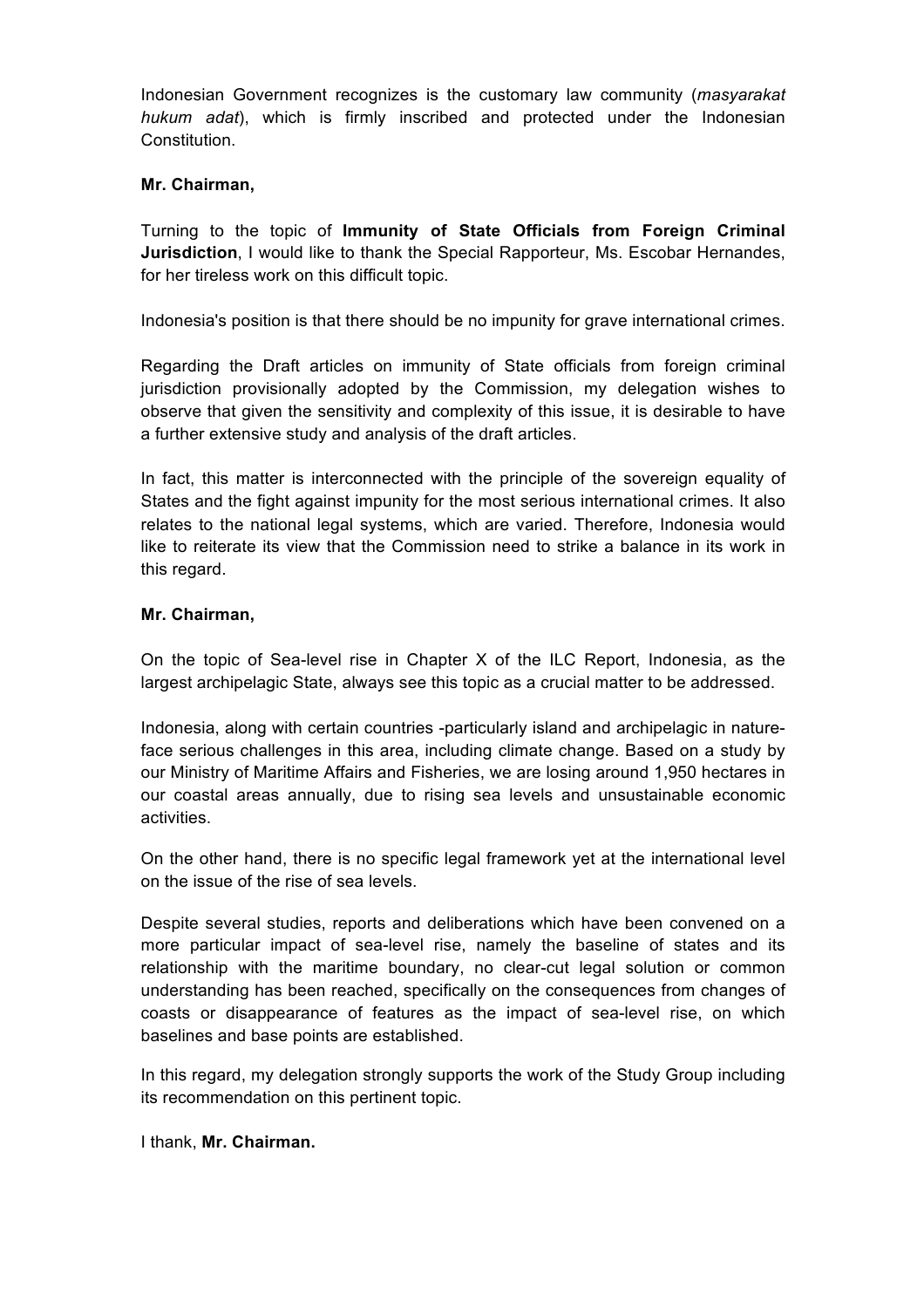Indonesian Government recognizes is the customary law community (*masyarakat hukum adat*), which is firmly inscribed and protected under the Indonesian Constitution.

**Mr. Chairman,**

Turning to the topic of **Immunity of State Officials from Foreign Criminal Jurisdiction**, I would like to thank the Special Rapporteur, Ms. Escobar Hernandes, for her tireless work on this difficult topic.

Indonesia's position is that there should be no impunity for grave international crimes.

Regarding the Draft articles on immunity of State officials from foreign criminal jurisdiction provisionally adopted by the Commission, my delegation wishes to observe that given the sensitivity and complexity of this issue, it is desirable to have a further extensive study and analysis of the draft articles.

In fact, this matter is interconnected with the principle of the sovereign equality of States and the fight against impunity for the most serious international crimes. It also relates to the national legal systems, which are varied. Therefore, Indonesia would like to reiterate its view that the Commission need to strike a balance in its work in this regard.

**Mr. Chairman,**

On the topic of Sea-level rise in Chapter X of the ILC Report, Indonesia, as the largest archipelagic State, always see this topic as a crucial matter to be addressed.

Indonesia, along with certain countries -particularly island and archipelagic in nature-face serious challenges in this area, including climate change. Based on a study by our Ministry of Maritime Affairs and Fisheries, we are losing around 1,950 hectares in our coastal areas annually, due to rising sea levels and unsustainable economic activities.

On the other hand, there is no specific legal framework yet at the international level on the issue of the rise of sea levels.

Despite several studies, reports and deliberations which have been convened on a more particular impact of sea-level rise, namely the baseline of states and its relationship with the maritime boundary, no clear-cut legal solution or common understanding has been reached, specifically on the consequences from changes of coasts or disappearance of features as the impact of sea-level rise, on which baselines and base points are established.

In this regard, my delegation strongly supports the work of the Study Group including its recommendation on this pertinent topic.

I thank, **Mr. Chairman.**